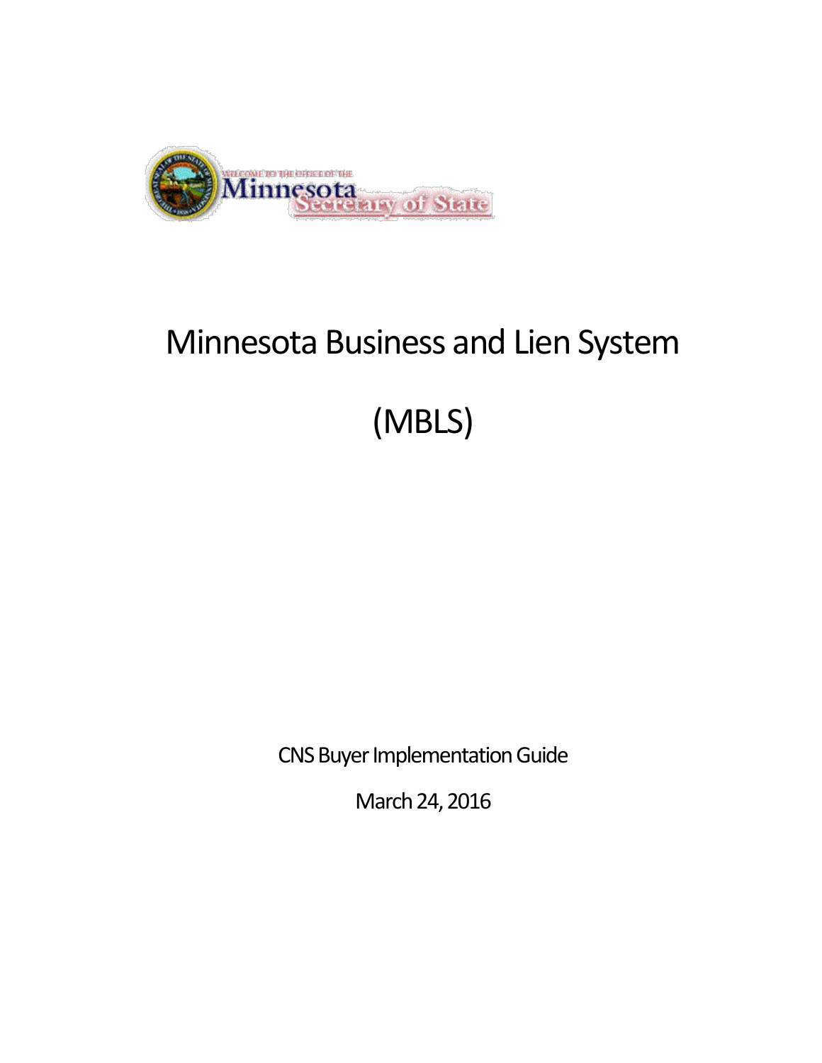# Minnesota Business and Lien System

# (MBLS)

CNS Buyer Implementation Guide

March 24, 2016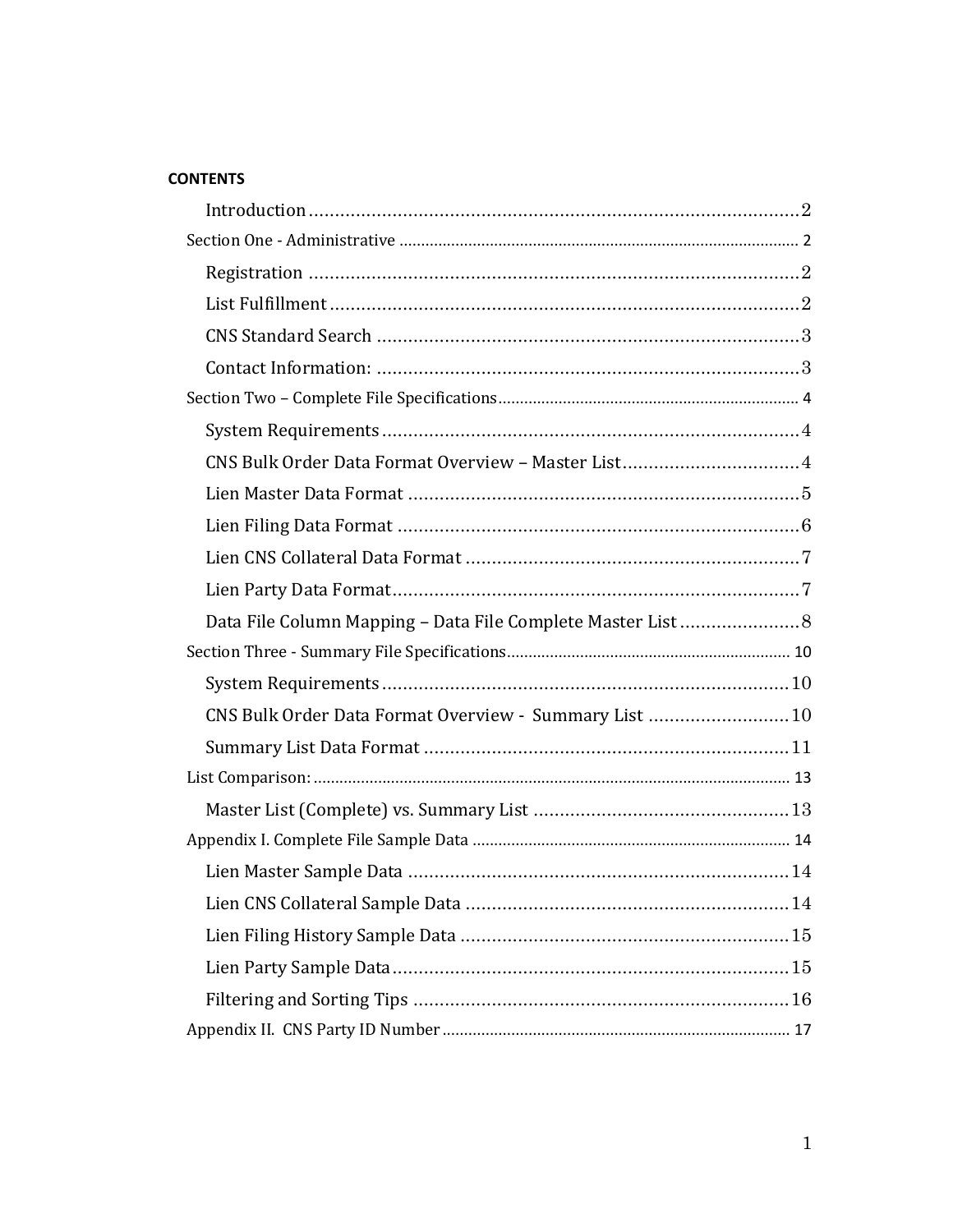**CONTENTS**

- Introduction ... 2
- Section One - Administrative ... 2
  - Registration ... 2
  - List Fulfillment ... 2
  - CNS Standard Search ... 3
  - Contact Information: ... 3
- Section Two – Complete File Specifications ... 4
  - System Requirements ... 4
  - CNS Bulk Order Data Format Overview – Master List ... 4
  - Lien Master Data Format ... 5
  - Lien Filing Data Format ... 6
  - Lien CNS Collateral Data Format ... 7
  - Lien Party Data Format ... 7
  - Data File Column Mapping – Data File Complete Master List ... 8
- Section Three - Summary File Specifications ... 10
  - System Requirements ... 10
  - CNS Bulk Order Data Format Overview - Summary List ... 10
  - Summary List Data Format ... 11
- List Comparison: ... 13
  - Master List (Complete) vs. Summary List ... 13
- Appendix I. Complete File Sample Data ... 14
  - Lien Master Sample Data ... 14
  - Lien CNS Collateral Sample Data ... 14
  - Lien Filing History Sample Data ... 15
  - Lien Party Sample Data ... 15
  - Filtering and Sorting Tips ... 16
- Appendix II. CNS Party ID Number ... 17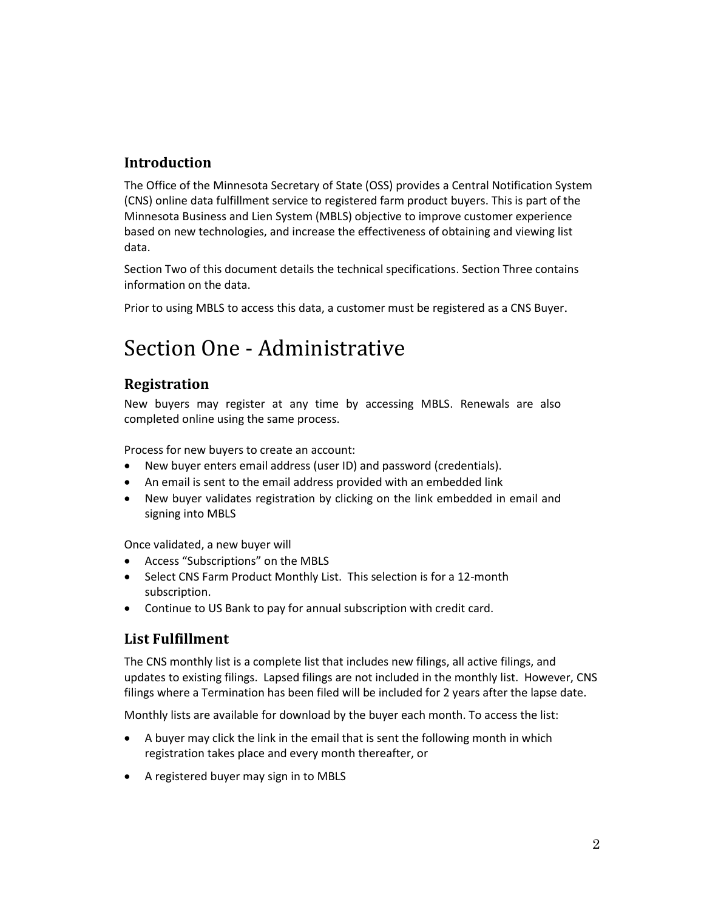## Introduction

The Office of the Minnesota Secretary of State (OSS) provides a Central Notification System (CNS) online data fulfillment service to registered farm product buyers. This is part of the Minnesota Business and Lien System (MBLS) objective to improve customer experience based on new technologies, and increase the effectiveness of obtaining and viewing list data.

Section Two of this document details the technical specifications. Section Three contains information on the data.

Prior to using MBLS to access this data, a customer must be registered as a CNS Buyer.

# Section One - Administrative

## Registration

New buyers may register at any time by accessing MBLS. Renewals are also completed online using the same process.

Process for new buyers to create an account:

- New buyer enters email address (user ID) and password (credentials).
- An email is sent to the email address provided with an embedded link
- New buyer validates registration by clicking on the link embedded in email and signing into MBLS

Once validated, a new buyer will

- Access "Subscriptions" on the MBLS
- Select CNS Farm Product Monthly List. This selection is for a 12-month subscription.
- Continue to US Bank to pay for annual subscription with credit card.

## List Fulfillment

The CNS monthly list is a complete list that includes new filings, all active filings, and updates to existing filings. Lapsed filings are not included in the monthly list. However, CNS filings where a Termination has been filed will be included for 2 years after the lapse date.

Monthly lists are available for download by the buyer each month. To access the list:

- A buyer may click the link in the email that is sent the following month in which registration takes place and every month thereafter, or
- A registered buyer may sign in to MBLS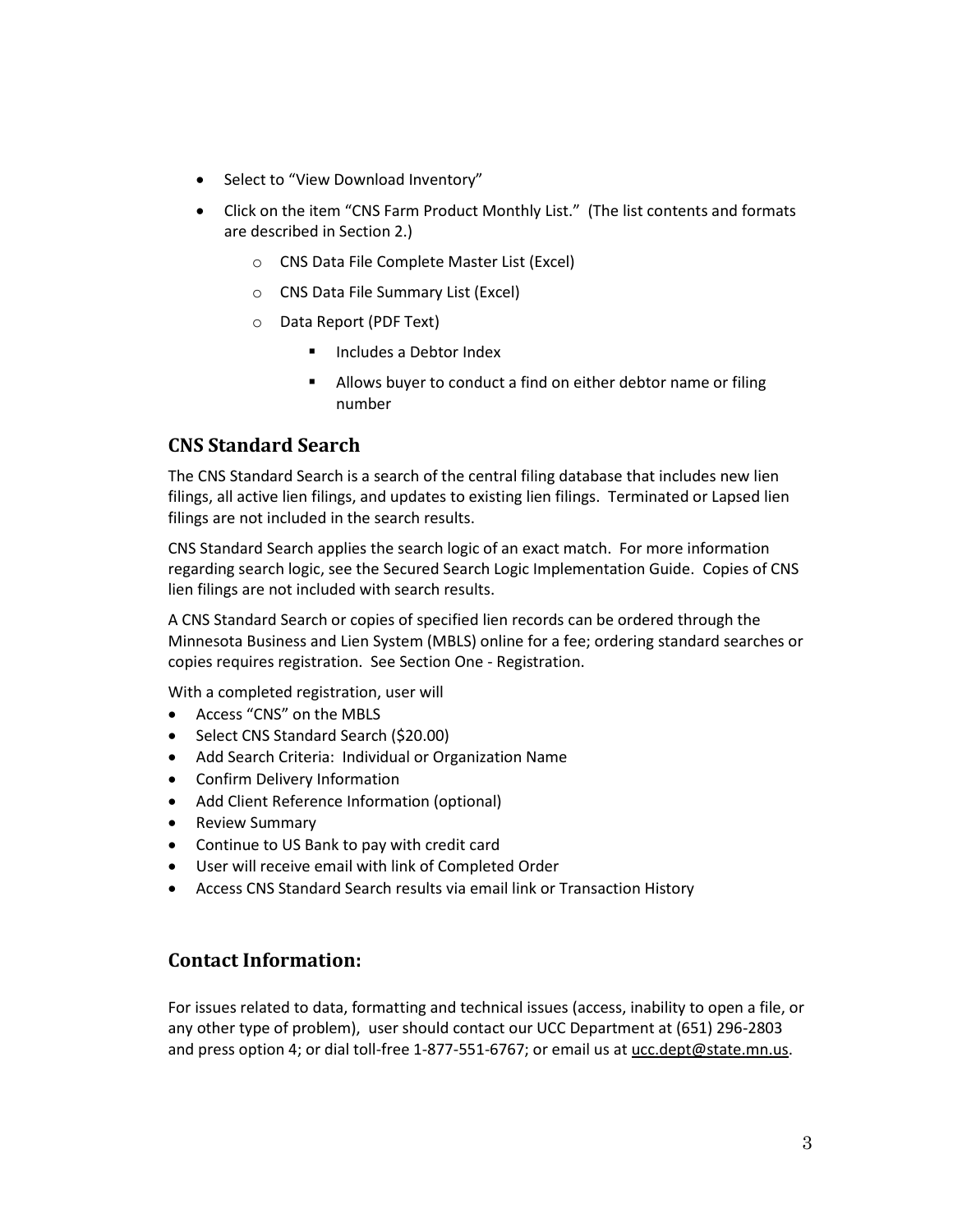- Select to "View Download Inventory"
- Click on the item "CNS Farm Product Monthly List." (The list contents and formats are described in Section 2.)
  - CNS Data File Complete Master List (Excel)
  - CNS Data File Summary List (Excel)
  - Data Report (PDF Text)
    - Includes a Debtor Index
    - Allows buyer to conduct a find on either debtor name or filing number

## CNS Standard Search

The CNS Standard Search is a search of the central filing database that includes new lien filings, all active lien filings, and updates to existing lien filings. Terminated or Lapsed lien filings are not included in the search results.

CNS Standard Search applies the search logic of an exact match. For more information regarding search logic, see the Secured Search Logic Implementation Guide. Copies of CNS lien filings are not included with search results.

A CNS Standard Search or copies of specified lien records can be ordered through the Minnesota Business and Lien System (MBLS) online for a fee; ordering standard searches or copies requires registration. See Section One - Registration.

With a completed registration, user will

- Access "CNS" on the MBLS
- Select CNS Standard Search ($20.00)
- Add Search Criteria: Individual or Organization Name
- Confirm Delivery Information
- Add Client Reference Information (optional)
- Review Summary
- Continue to US Bank to pay with credit card
- User will receive email with link of Completed Order
- Access CNS Standard Search results via email link or Transaction History

## Contact Information:

For issues related to data, formatting and technical issues (access, inability to open a file, or any other type of problem), user should contact our UCC Department at (651) 296-2803 and press option 4; or dial toll-free 1-877-551-6767; or email us at ucc.dept@state.mn.us.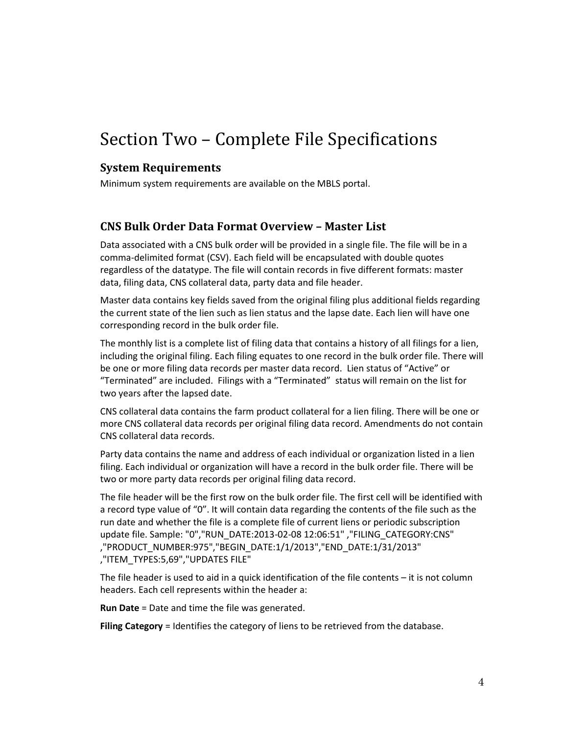# Section Two – Complete File Specifications

### System Requirements

Minimum system requirements are available on the MBLS portal.

### CNS Bulk Order Data Format Overview – Master List

Data associated with a CNS bulk order will be provided in a single file. The file will be in a comma-delimited format (CSV). Each field will be encapsulated with double quotes regardless of the datatype. The file will contain records in five different formats: master data, filing data, CNS collateral data, party data and file header.

Master data contains key fields saved from the original filing plus additional fields regarding the current state of the lien such as lien status and the lapse date. Each lien will have one corresponding record in the bulk order file.

The monthly list is a complete list of filing data that contains a history of all filings for a lien, including the original filing. Each filing equates to one record in the bulk order file. There will be one or more filing data records per master data record. Lien status of "Active" or "Terminated" are included. Filings with a "Terminated" status will remain on the list for two years after the lapsed date.

CNS collateral data contains the farm product collateral for a lien filing. There will be one or more CNS collateral data records per original filing data record. Amendments do not contain CNS collateral data records.

Party data contains the name and address of each individual or organization listed in a lien filing. Each individual or organization will have a record in the bulk order file. There will be two or more party data records per original filing data record.

The file header will be the first row on the bulk order file. The first cell will be identified with a record type value of "0". It will contain data regarding the contents of the file such as the run date and whether the file is a complete file of current liens or periodic subscription update file. Sample: "0","RUN_DATE:2013-02-08 12:06:51" ,"FILING_CATEGORY:CNS" ,"PRODUCT_NUMBER:975","BEGIN_DATE:1/1/2013","END_DATE:1/31/2013" ,"ITEM_TYPES:5,69","UPDATES FILE"

The file header is used to aid in a quick identification of the file contents – it is not column headers. Each cell represents within the header a:

**Run Date** = Date and time the file was generated.

**Filing Category** = Identifies the category of liens to be retrieved from the database.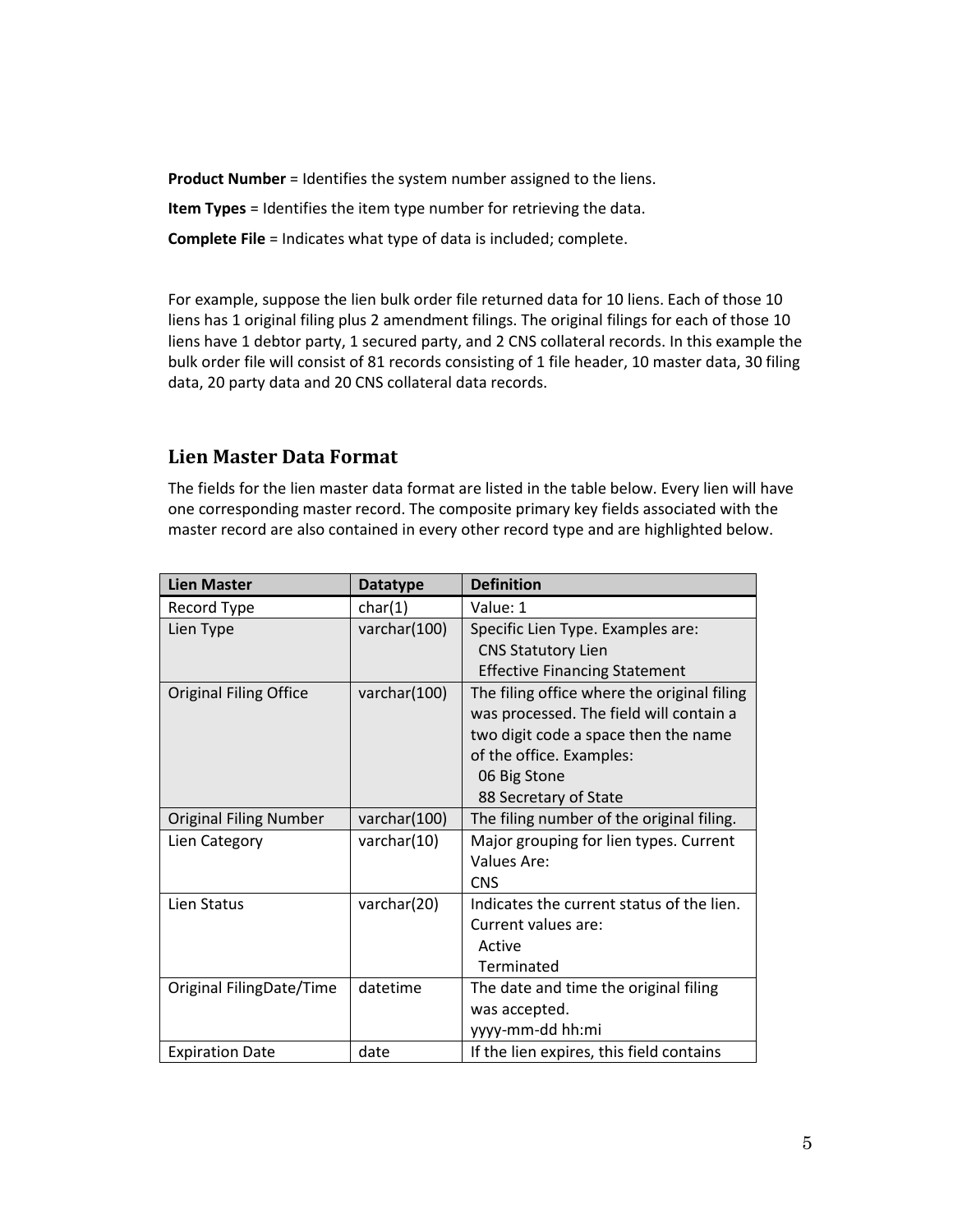**Product Number** = Identifies the system number assigned to the liens.

**Item Types** = Identifies the item type number for retrieving the data.

**Complete File** = Indicates what type of data is included; complete.

For example, suppose the lien bulk order file returned data for 10 liens. Each of those 10 liens has 1 original filing plus 2 amendment filings. The original filings for each of those 10 liens have 1 debtor party, 1 secured party, and 2 CNS collateral records. In this example the bulk order file will consist of 81 records consisting of 1 file header, 10 master data, 30 filing data, 20 party data and 20 CNS collateral data records.

## Lien Master Data Format

The fields for the lien master data format are listed in the table below. Every lien will have one corresponding master record. The composite primary key fields associated with the master record are also contained in every other record type and are highlighted below.

| Lien Master | Datatype | Definition |
|---|---|---|
| Record Type | char(1) | Value: 1 |
| Lien Type | varchar(100) | Specific Lien Type. Examples are:<br>CNS Statutory Lien<br>Effective Financing Statement |
| Original Filing Office | varchar(100) | The filing office where the original filing was processed. The field will contain a two digit code a space then the name of the office. Examples:<br>06 Big Stone<br>88 Secretary of State |
| Original Filing Number | varchar(100) | The filing number of the original filing. |
| Lien Category | varchar(10) | Major grouping for lien types. Current Values Are:<br>CNS |
| Lien Status | varchar(20) | Indicates the current status of the lien. Current values are:<br>Active<br>Terminated |
| Original FilingDate/Time | datetime | The date and time the original filing was accepted.<br>yyyy-mm-dd hh:mi |
| Expiration Date | date | If the lien expires, this field contains |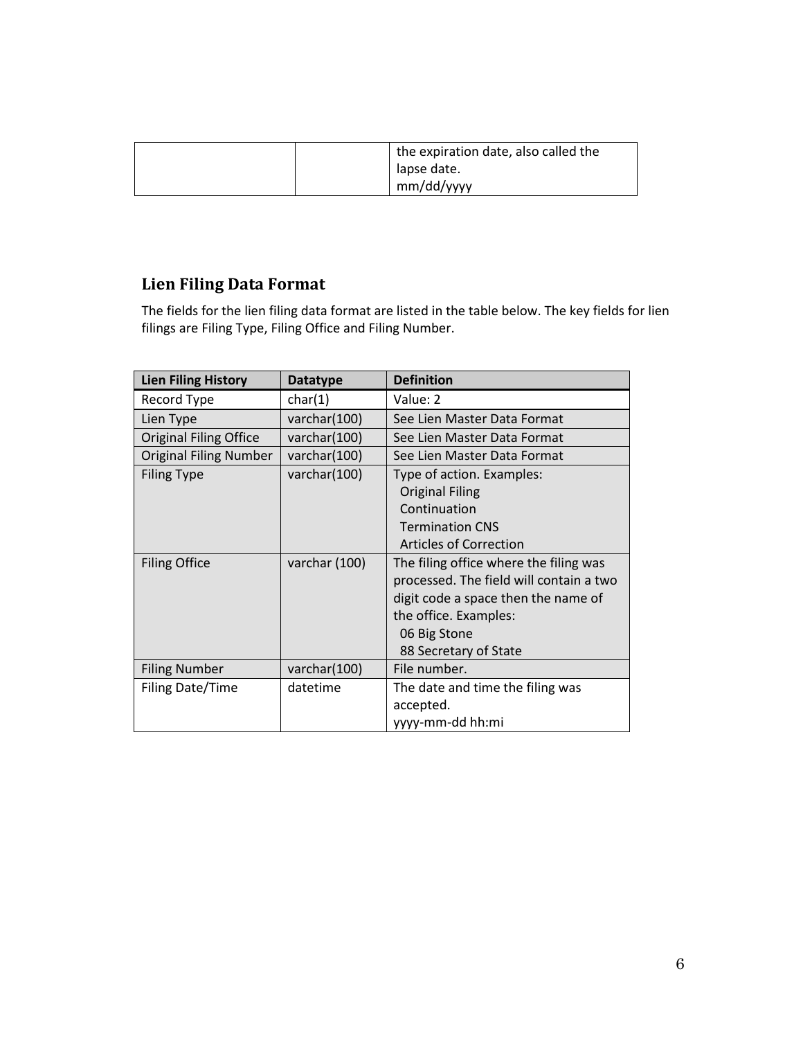| | | the expiration date, also called the lapse date.<br>mm/dd/yyyy |
|---|---|---|

## Lien Filing Data Format

The fields for the lien filing data format are listed in the table below. The key fields for lien filings are Filing Type, Filing Office and Filing Number.

| Lien Filing History | Datatype | Definition |
|---|---|---|
| Record Type | char(1) | Value: 2 |
| Lien Type | varchar(100) | See Lien Master Data Format |
| Original Filing Office | varchar(100) | See Lien Master Data Format |
| Original Filing Number | varchar(100) | See Lien Master Data Format |
| Filing Type | varchar(100) | Type of action. Examples:<br>Original Filing<br>Continuation<br>Termination CNS<br>Articles of Correction |
| Filing Office | varchar (100) | The filing office where the filing was processed. The field will contain a two digit code a space then the name of the office. Examples:<br>06 Big Stone<br>88 Secretary of State |
| Filing Number | varchar(100) | File number. |
| Filing Date/Time | datetime | The date and time the filing was accepted.<br>yyyy-mm-dd hh:mi |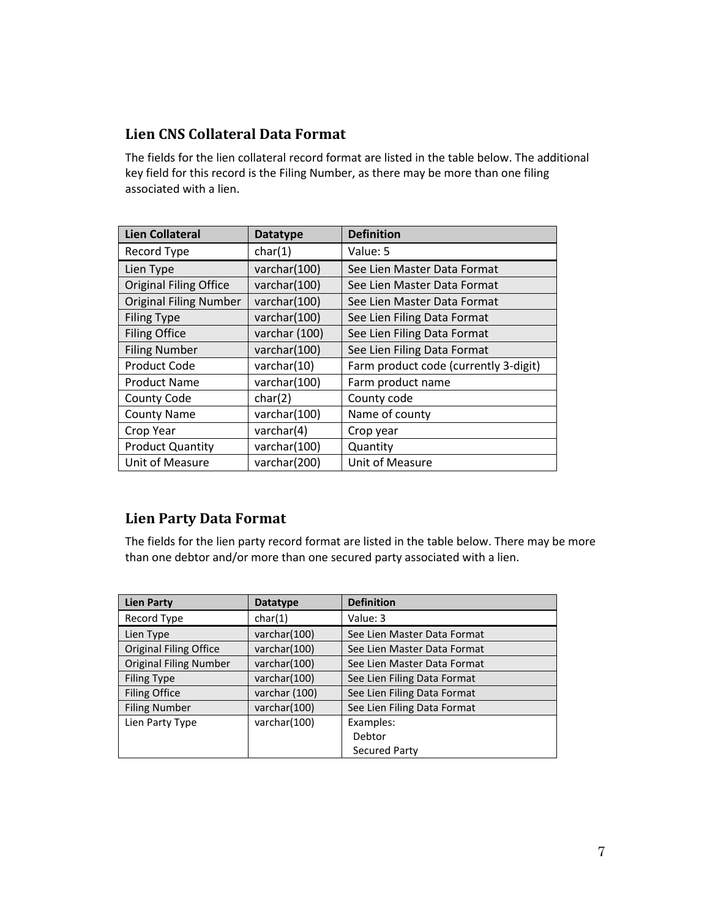## Lien CNS Collateral Data Format

The fields for the lien collateral record format are listed in the table below. The additional key field for this record is the Filing Number, as there may be more than one filing associated with a lien.

| Lien Collateral | Datatype | Definition |
|---|---|---|
| Record Type | char(1) | Value: 5 |
| Lien Type | varchar(100) | See Lien Master Data Format |
| Original Filing Office | varchar(100) | See Lien Master Data Format |
| Original Filing Number | varchar(100) | See Lien Master Data Format |
| Filing Type | varchar(100) | See Lien Filing Data Format |
| Filing Office | varchar (100) | See Lien Filing Data Format |
| Filing Number | varchar(100) | See Lien Filing Data Format |
| Product Code | varchar(10) | Farm product code (currently 3-digit) |
| Product Name | varchar(100) | Farm product name |
| County Code | char(2) | County code |
| County Name | varchar(100) | Name of county |
| Crop Year | varchar(4) | Crop year |
| Product Quantity | varchar(100) | Quantity |
| Unit of Measure | varchar(200) | Unit of Measure |

## Lien Party Data Format

The fields for the lien party record format are listed in the table below. There may be more than one debtor and/or more than one secured party associated with a lien.

| Lien Party | Datatype | Definition |
|---|---|---|
| Record Type | char(1) | Value: 3 |
| Lien Type | varchar(100) | See Lien Master Data Format |
| Original Filing Office | varchar(100) | See Lien Master Data Format |
| Original Filing Number | varchar(100) | See Lien Master Data Format |
| Filing Type | varchar(100) | See Lien Filing Data Format |
| Filing Office | varchar (100) | See Lien Filing Data Format |
| Filing Number | varchar(100) | See Lien Filing Data Format |
| Lien Party Type | varchar(100) | Examples:<br>Debtor<br>Secured Party |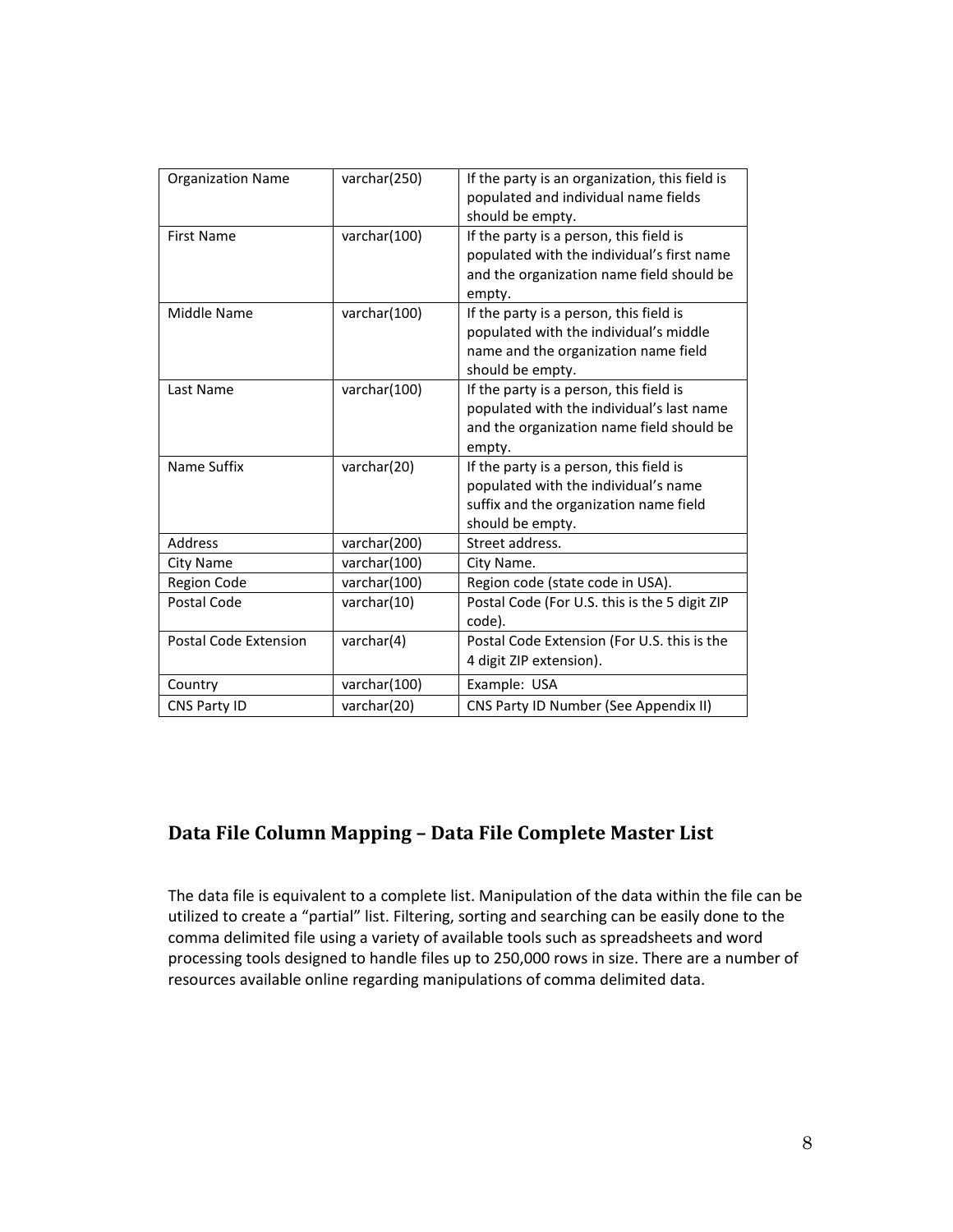| Organization Name | varchar(250) | If the party is an organization, this field is populated and individual name fields should be empty. |
|---|---|---|
| First Name | varchar(100) | If the party is a person, this field is populated with the individual's first name and the organization name field should be empty. |
| Middle Name | varchar(100) | If the party is a person, this field is populated with the individual's middle name and the organization name field should be empty. |
| Last Name | varchar(100) | If the party is a person, this field is populated with the individual's last name and the organization name field should be empty. |
| Name Suffix | varchar(20) | If the party is a person, this field is populated with the individual's name suffix and the organization name field should be empty. |
| Address | varchar(200) | Street address. |
| City Name | varchar(100) | City Name. |
| Region Code | varchar(100) | Region code (state code in USA). |
| Postal Code | varchar(10) | Postal Code (For U.S. this is the 5 digit ZIP code). |
| Postal Code Extension | varchar(4) | Postal Code Extension (For U.S. this is the 4 digit ZIP extension). |
| Country | varchar(100) | Example: USA |
| CNS Party ID | varchar(20) | CNS Party ID Number (See Appendix II) |

## Data File Column Mapping – Data File Complete Master List

The data file is equivalent to a complete list. Manipulation of the data within the file can be utilized to create a "partial" list. Filtering, sorting and searching can be easily done to the comma delimited file using a variety of available tools such as spreadsheets and word processing tools designed to handle files up to 250,000 rows in size. There are a number of resources available online regarding manipulations of comma delimited data.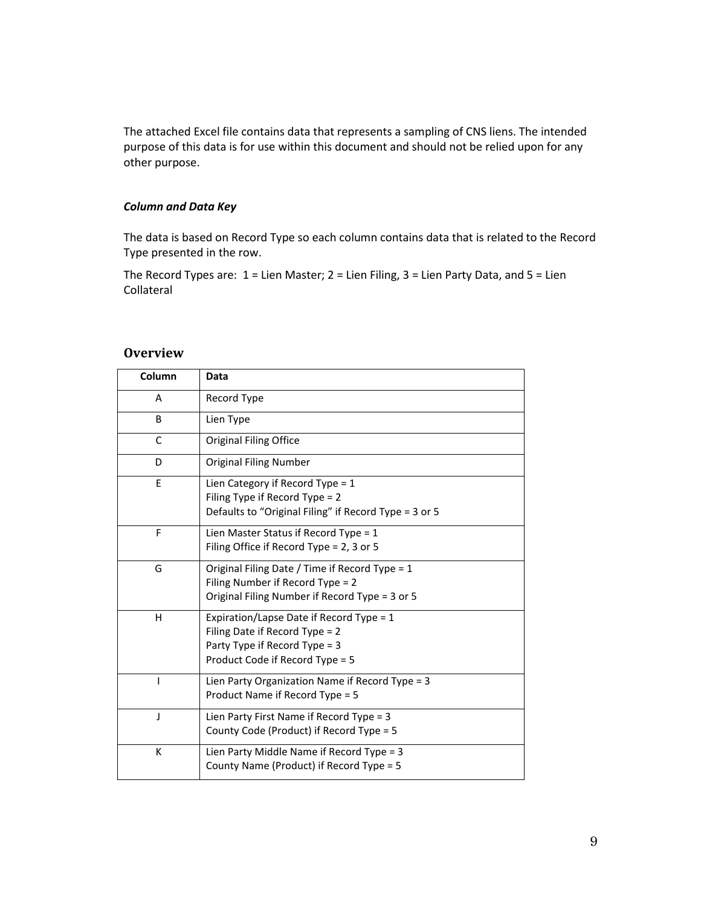The attached Excel file contains data that represents a sampling of CNS liens. The intended purpose of this data is for use within this document and should not be relied upon for any other purpose.

***Column and Data Key***

The data is based on Record Type so each column contains data that is related to the Record Type presented in the row.

The Record Types are: 1 = Lien Master; 2 = Lien Filing, 3 = Lien Party Data, and 5 = Lien Collateral

## Overview

| Column | Data |
|---|---|
| A | Record Type |
| B | Lien Type |
| C | Original Filing Office |
| D | Original Filing Number |
| E | Lien Category if Record Type = 1<br>Filing Type if Record Type = 2<br>Defaults to “Original Filing” if Record Type = 3 or 5 |
| F | Lien Master Status if Record Type = 1<br>Filing Office if Record Type = 2, 3 or 5 |
| G | Original Filing Date / Time if Record Type = 1<br>Filing Number if Record Type = 2<br>Original Filing Number if Record Type = 3 or 5 |
| H | Expiration/Lapse Date if Record Type = 1<br>Filing Date if Record Type = 2<br>Party Type if Record Type = 3<br>Product Code if Record Type = 5 |
| I | Lien Party Organization Name if Record Type = 3<br>Product Name if Record Type = 5 |
| J | Lien Party First Name if Record Type = 3<br>County Code (Product) if Record Type = 5 |
| K | Lien Party Middle Name if Record Type = 3<br>County Name (Product) if Record Type = 5 |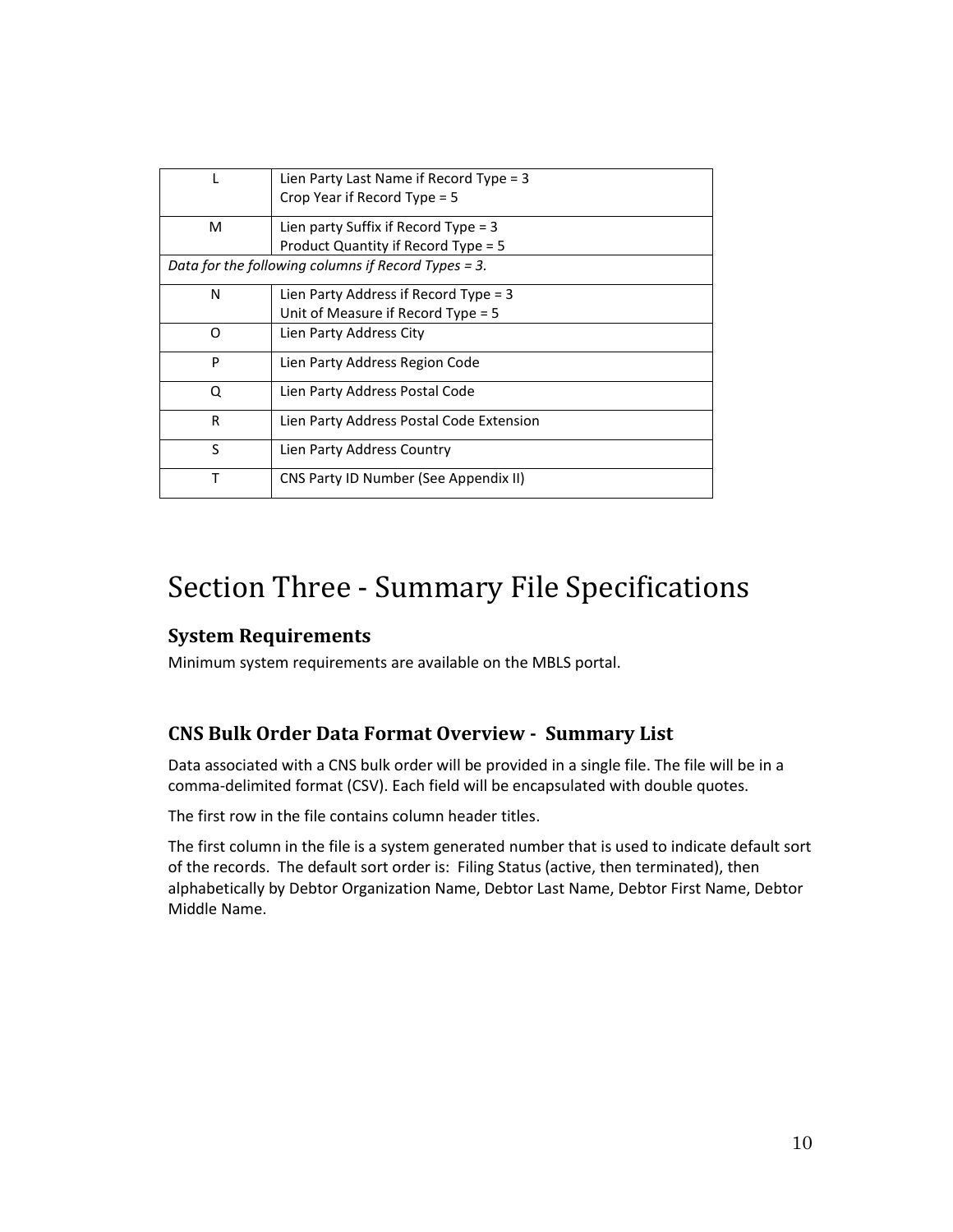| | |
|---|---|
| L | Lien Party Last Name if Record Type = 3<br>Crop Year if Record Type = 5 |
| M | Lien party Suffix if Record Type = 3<br>Product Quantity if Record Type = 5 |
| *Data for the following columns if Record Types = 3.* | |
| N | Lien Party Address if Record Type = 3<br>Unit of Measure if Record Type = 5 |
| O | Lien Party Address City |
| P | Lien Party Address Region Code |
| Q | Lien Party Address Postal Code |
| R | Lien Party Address Postal Code Extension |
| S | Lien Party Address Country |
| T | CNS Party ID Number (See Appendix II) |

# Section Three - Summary File Specifications

## System Requirements

Minimum system requirements are available on the MBLS portal.

## CNS Bulk Order Data Format Overview - Summary List

Data associated with a CNS bulk order will be provided in a single file. The file will be in a comma-delimited format (CSV). Each field will be encapsulated with double quotes.

The first row in the file contains column header titles.

The first column in the file is a system generated number that is used to indicate default sort of the records. The default sort order is: Filing Status (active, then terminated), then alphabetically by Debtor Organization Name, Debtor Last Name, Debtor First Name, Debtor Middle Name.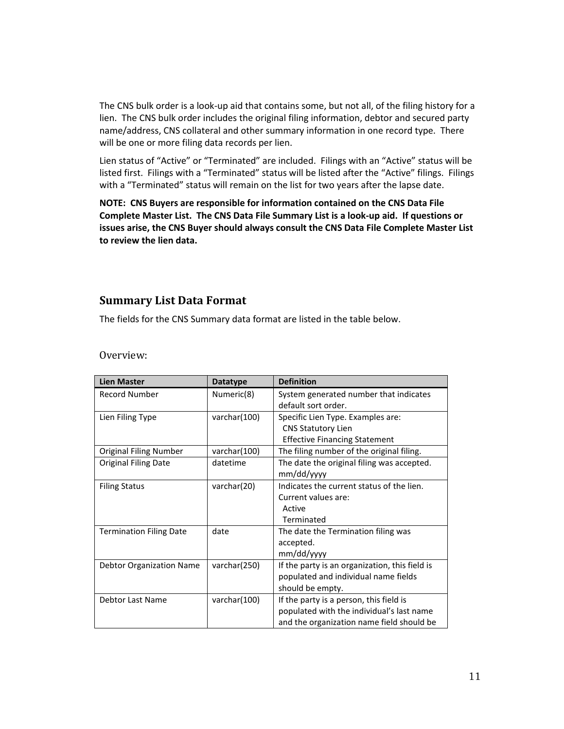The CNS bulk order is a look-up aid that contains some, but not all, of the filing history for a lien. The CNS bulk order includes the original filing information, debtor and secured party name/address, CNS collateral and other summary information in one record type. There will be one or more filing data records per lien.

Lien status of "Active" or "Terminated" are included. Filings with an "Active" status will be listed first. Filings with a "Terminated" status will be listed after the "Active" filings. Filings with a "Terminated" status will remain on the list for two years after the lapse date.

**NOTE: CNS Buyers are responsible for information contained on the CNS Data File Complete Master List. The CNS Data File Summary List is a look-up aid. If questions or issues arise, the CNS Buyer should always consult the CNS Data File Complete Master List to review the lien data.**

## Summary List Data Format

The fields for the CNS Summary data format are listed in the table below.

### Overview:

| Lien Master | Datatype | Definition |
|---|---|---|
| Record Number | Numeric(8) | System generated number that indicates default sort order. |
| Lien Filing Type | varchar(100) | Specific Lien Type. Examples are: CNS Statutory Lien; Effective Financing Statement |
| Original Filing Number | varchar(100) | The filing number of the original filing. |
| Original Filing Date | datetime | The date the original filing was accepted. mm/dd/yyyy |
| Filing Status | varchar(20) | Indicates the current status of the lien. Current values are: Active; Terminated |
| Termination Filing Date | date | The date the Termination filing was accepted. mm/dd/yyyy |
| Debtor Organization Name | varchar(250) | If the party is an organization, this field is populated and individual name fields should be empty. |
| Debtor Last Name | varchar(100) | If the party is a person, this field is populated with the individual's last name and the organization name field should be |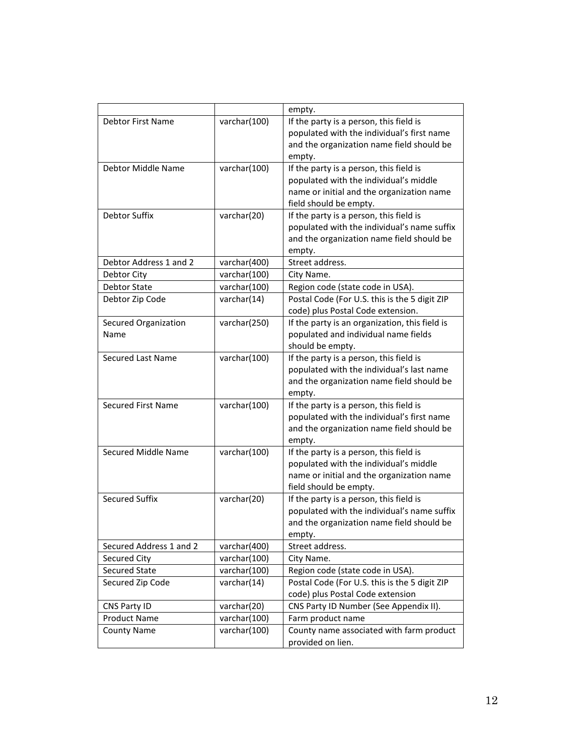| | | empty. |
|---|---|---|
| Debtor First Name | varchar(100) | If the party is a person, this field is populated with the individual's first name and the organization name field should be empty. |
| Debtor Middle Name | varchar(100) | If the party is a person, this field is populated with the individual's middle name or initial and the organization name field should be empty. |
| Debtor Suffix | varchar(20) | If the party is a person, this field is populated with the individual's name suffix and the organization name field should be empty. |
| Debtor Address 1 and 2 | varchar(400) | Street address. |
| Debtor City | varchar(100) | City Name. |
| Debtor State | varchar(100) | Region code (state code in USA). |
| Debtor Zip Code | varchar(14) | Postal Code (For U.S. this is the 5 digit ZIP code) plus Postal Code extension. |
| Secured Organization Name | varchar(250) | If the party is an organization, this field is populated and individual name fields should be empty. |
| Secured Last Name | varchar(100) | If the party is a person, this field is populated with the individual's last name and the organization name field should be empty. |
| Secured First Name | varchar(100) | If the party is a person, this field is populated with the individual's first name and the organization name field should be empty. |
| Secured Middle Name | varchar(100) | If the party is a person, this field is populated with the individual's middle name or initial and the organization name field should be empty. |
| Secured Suffix | varchar(20) | If the party is a person, this field is populated with the individual's name suffix and the organization name field should be empty. |
| Secured Address 1 and 2 | varchar(400) | Street address. |
| Secured City | varchar(100) | City Name. |
| Secured State | varchar(100) | Region code (state code in USA). |
| Secured Zip Code | varchar(14) | Postal Code (For U.S. this is the 5 digit ZIP code) plus Postal Code extension |
| CNS Party ID | varchar(20) | CNS Party ID Number (See Appendix II). |
| Product Name | varchar(100) | Farm product name |
| County Name | varchar(100) | County name associated with farm product provided on lien. |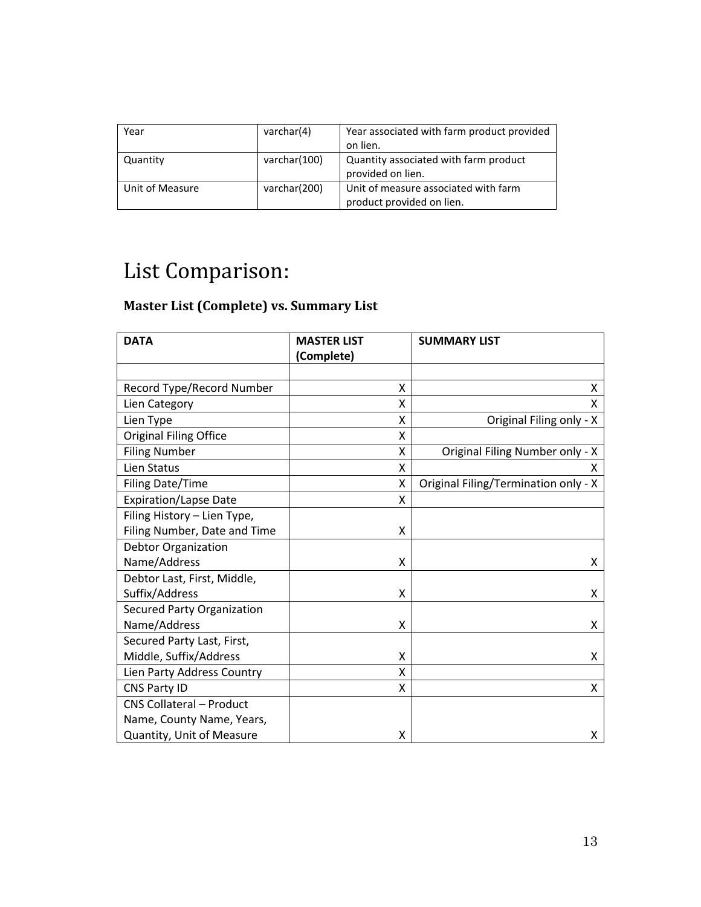| Year | varchar(4) | Year associated with farm product provided on lien. |
|---|---|---|
| Quantity | varchar(100) | Quantity associated with farm product provided on lien. |
| Unit of Measure | varchar(200) | Unit of measure associated with farm product provided on lien. |

# List Comparison:

### Master List (Complete) vs. Summary List

| DATA | MASTER LIST (Complete) | SUMMARY LIST |
|---|---|---|
| | | |
| Record Type/Record Number | X | X |
| Lien Category | X | X |
| Lien Type | X | Original Filing only - X |
| Original Filing Office | X | |
| Filing Number | X | Original Filing Number only - X |
| Lien Status | X | X |
| Filing Date/Time | X | Original Filing/Termination only - X |
| Expiration/Lapse Date | X | |
| Filing History – Lien Type, Filing Number, Date and Time | X | |
| Debtor Organization Name/Address | X | X |
| Debtor Last, First, Middle, Suffix/Address | X | X |
| Secured Party Organization Name/Address | X | X |
| Secured Party Last, First, Middle, Suffix/Address | X | X |
| Lien Party Address Country | X | |
| CNS Party ID | X | X |
| CNS Collateral – Product Name, County Name, Years, Quantity, Unit of Measure | X | X |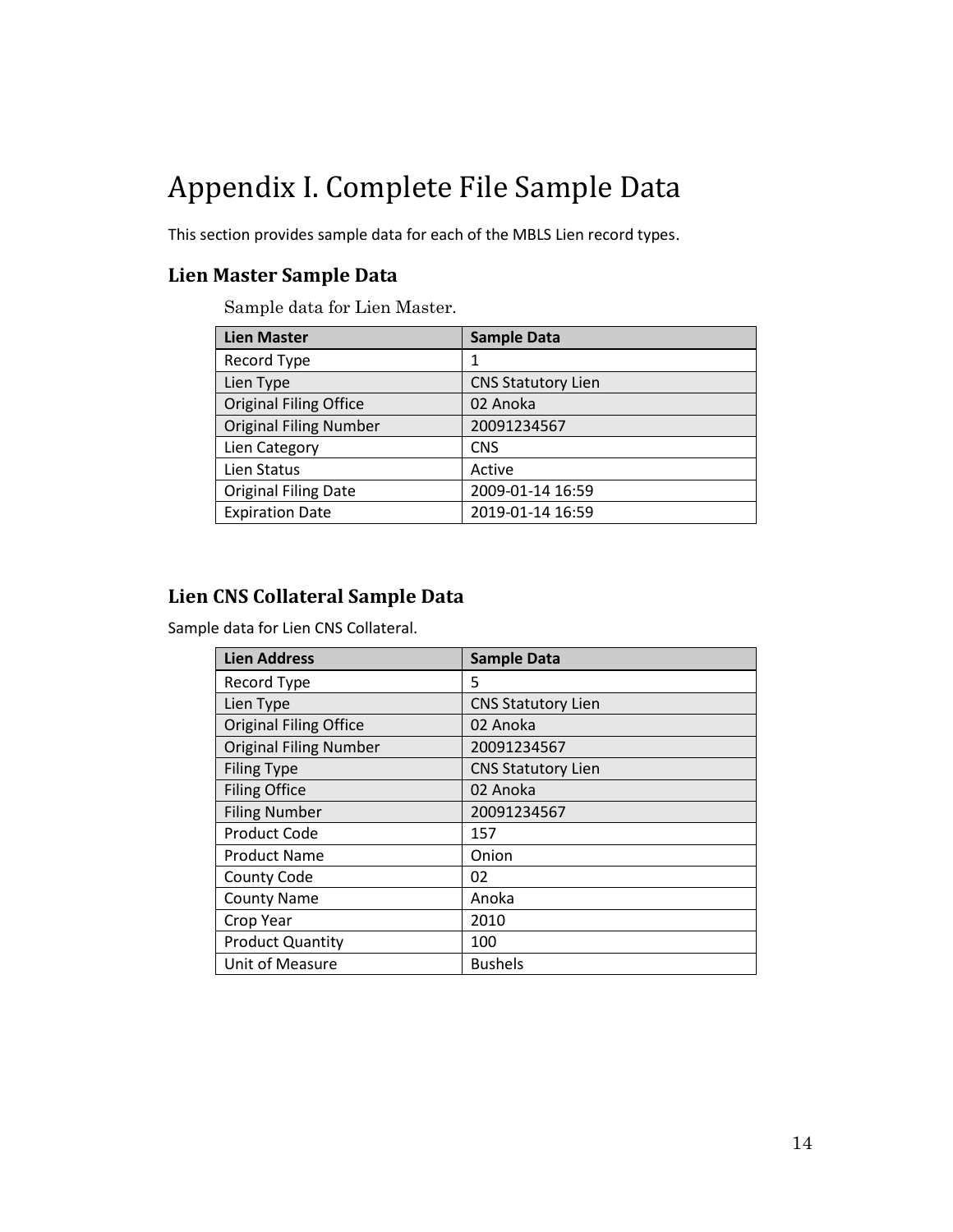# Appendix I. Complete File Sample Data

This section provides sample data for each of the MBLS Lien record types.

## Lien Master Sample Data

Sample data for Lien Master.

| Lien Master | Sample Data |
|---|---|
| Record Type | 1 |
| Lien Type | CNS Statutory Lien |
| Original Filing Office | 02 Anoka |
| Original Filing Number | 20091234567 |
| Lien Category | CNS |
| Lien Status | Active |
| Original Filing Date | 2009-01-14 16:59 |
| Expiration Date | 2019-01-14 16:59 |

## Lien CNS Collateral Sample Data

Sample data for Lien CNS Collateral.

| Lien Address | Sample Data |
|---|---|
| Record Type | 5 |
| Lien Type | CNS Statutory Lien |
| Original Filing Office | 02 Anoka |
| Original Filing Number | 20091234567 |
| Filing Type | CNS Statutory Lien |
| Filing Office | 02 Anoka |
| Filing Number | 20091234567 |
| Product Code | 157 |
| Product Name | Onion |
| County Code | 02 |
| County Name | Anoka |
| Crop Year | 2010 |
| Product Quantity | 100 |
| Unit of Measure | Bushels |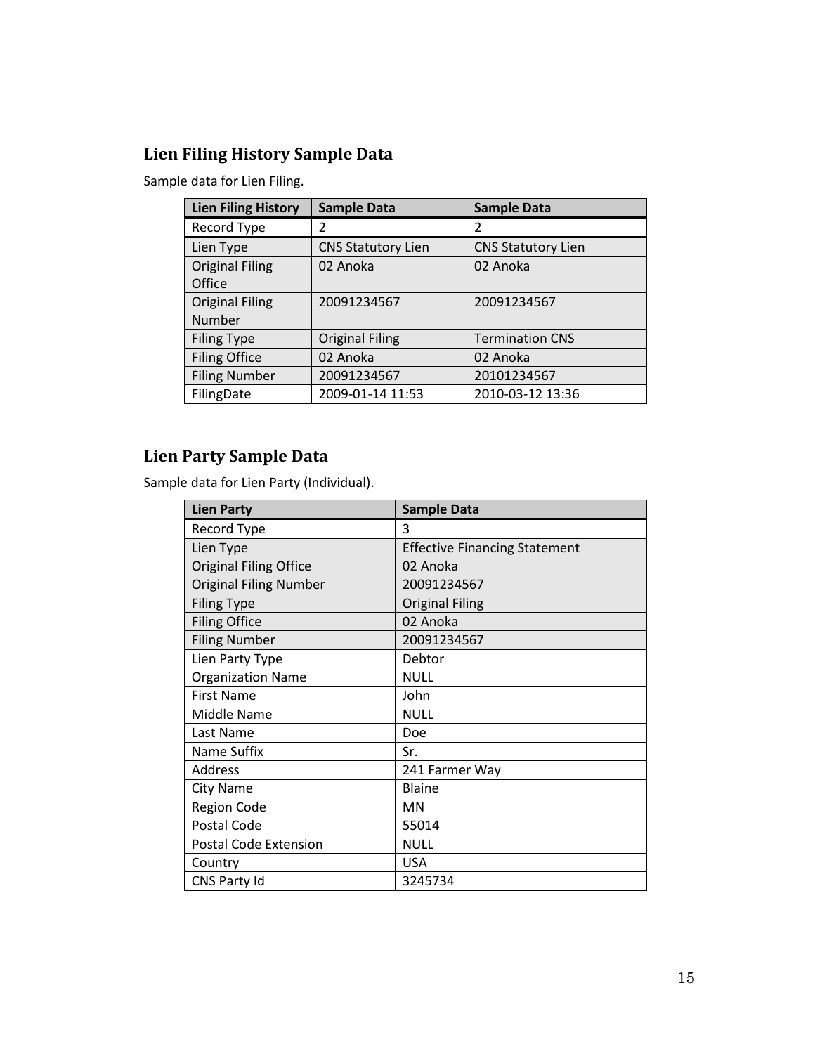## Lien Filing History Sample Data

Sample data for Lien Filing.

| Lien Filing History | Sample Data | Sample Data |
|---|---|---|
| Record Type | 2 | 2 |
| Lien Type | CNS Statutory Lien | CNS Statutory Lien |
| Original Filing Office | 02 Anoka | 02 Anoka |
| Original Filing Number | 20091234567 | 20091234567 |
| Filing Type | Original Filing | Termination CNS |
| Filing Office | 02 Anoka | 02 Anoka |
| Filing Number | 20091234567 | 20101234567 |
| FilingDate | 2009-01-14 11:53 | 2010-03-12 13:36 |

## Lien Party Sample Data

Sample data for Lien Party (Individual).

| Lien Party | Sample Data |
|---|---|
| Record Type | 3 |
| Lien Type | Effective Financing Statement |
| Original Filing Office | 02 Anoka |
| Original Filing Number | 20091234567 |
| Filing Type | Original Filing |
| Filing Office | 02 Anoka |
| Filing Number | 20091234567 |
| Lien Party Type | Debtor |
| Organization Name | NULL |
| First Name | John |
| Middle Name | NULL |
| Last Name | Doe |
| Name Suffix | Sr. |
| Address | 241 Farmer Way |
| City Name | Blaine |
| Region Code | MN |
| Postal Code | 55014 |
| Postal Code Extension | NULL |
| Country | USA |
| CNS Party Id | 3245734 |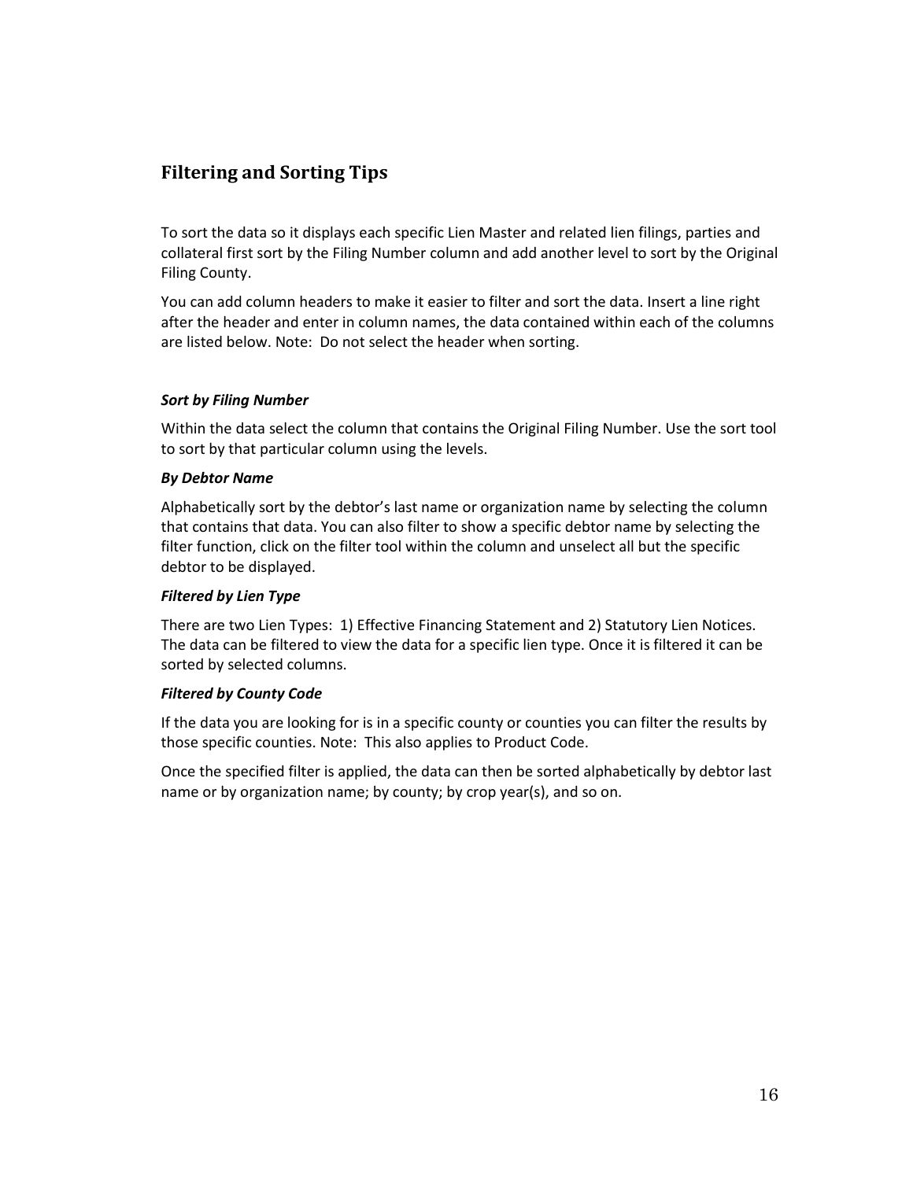## Filtering and Sorting Tips

To sort the data so it displays each specific Lien Master and related lien filings, parties and collateral first sort by the Filing Number column and add another level to sort by the Original Filing County.

You can add column headers to make it easier to filter and sort the data. Insert a line right after the header and enter in column names, the data contained within each of the columns are listed below. Note: Do not select the header when sorting.

***Sort by Filing Number***

Within the data select the column that contains the Original Filing Number. Use the sort tool to sort by that particular column using the levels.

***By Debtor Name***

Alphabetically sort by the debtor's last name or organization name by selecting the column that contains that data. You can also filter to show a specific debtor name by selecting the filter function, click on the filter tool within the column and unselect all but the specific debtor to be displayed.

***Filtered by Lien Type***

There are two Lien Types: 1) Effective Financing Statement and 2) Statutory Lien Notices. The data can be filtered to view the data for a specific lien type. Once it is filtered it can be sorted by selected columns.

***Filtered by County Code***

If the data you are looking for is in a specific county or counties you can filter the results by those specific counties. Note: This also applies to Product Code.

Once the specified filter is applied, the data can then be sorted alphabetically by debtor last name or by organization name; by county; by crop year(s), and so on.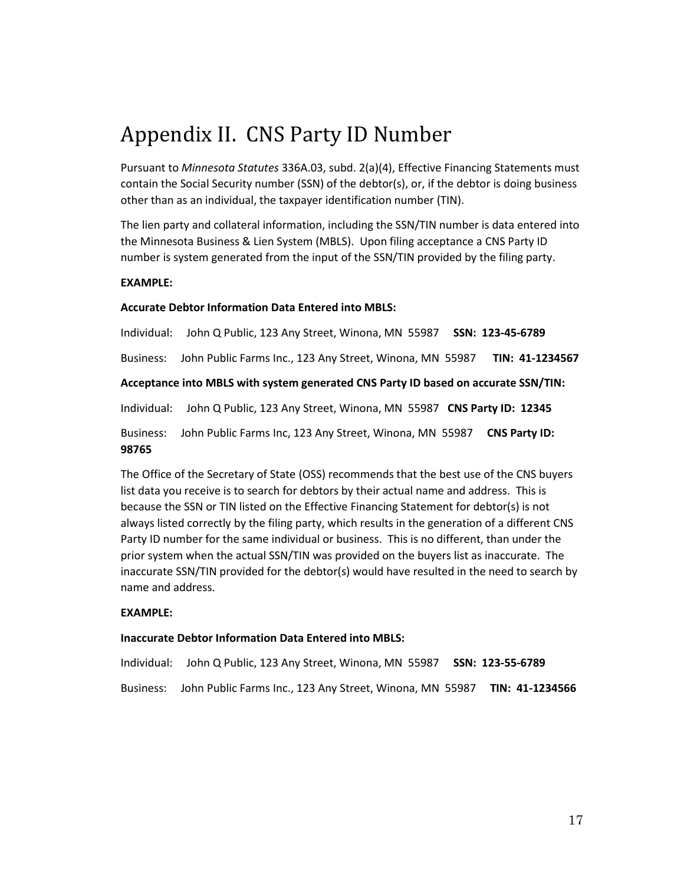# Appendix II.  CNS Party ID Number

Pursuant to *Minnesota Statutes* 336A.03, subd. 2(a)(4), Effective Financing Statements must contain the Social Security number (SSN) of the debtor(s), or, if the debtor is doing business other than as an individual, the taxpayer identification number (TIN).

The lien party and collateral information, including the SSN/TIN number is data entered into the Minnesota Business & Lien System (MBLS).  Upon filing acceptance a CNS Party ID number is system generated from the input of the SSN/TIN provided by the filing party.

**EXAMPLE:**

**Accurate Debtor Information Data Entered into MBLS:**

Individual:   John Q Public, 123 Any Street, Winona, MN  55987   **SSN:  123-45-6789**

Business:   John Public Farms Inc., 123 Any Street, Winona, MN  55987   **TIN:  41-1234567**

**Acceptance into MBLS with system generated CNS Party ID based on accurate SSN/TIN:**

Individual:   John Q Public, 123 Any Street, Winona, MN  55987   **CNS Party ID:  12345**

Business:   John Public Farms Inc, 123 Any Street, Winona, MN  55987   **CNS Party ID: 98765**

The Office of the Secretary of State (OSS) recommends that the best use of the CNS buyers list data you receive is to search for debtors by their actual name and address.  This is because the SSN or TIN listed on the Effective Financing Statement for debtor(s) is not always listed correctly by the filing party, which results in the generation of a different CNS Party ID number for the same individual or business.  This is no different, than under the prior system when the actual SSN/TIN was provided on the buyers list as inaccurate.  The inaccurate SSN/TIN provided for the debtor(s) would have resulted in the need to search by name and address.

**EXAMPLE:**

**Inaccurate Debtor Information Data Entered into MBLS:**

Individual:   John Q Public, 123 Any Street, Winona, MN  55987   **SSN:  123-55-6789**

Business:   John Public Farms Inc., 123 Any Street, Winona, MN  55987   **TIN:  41-1234566**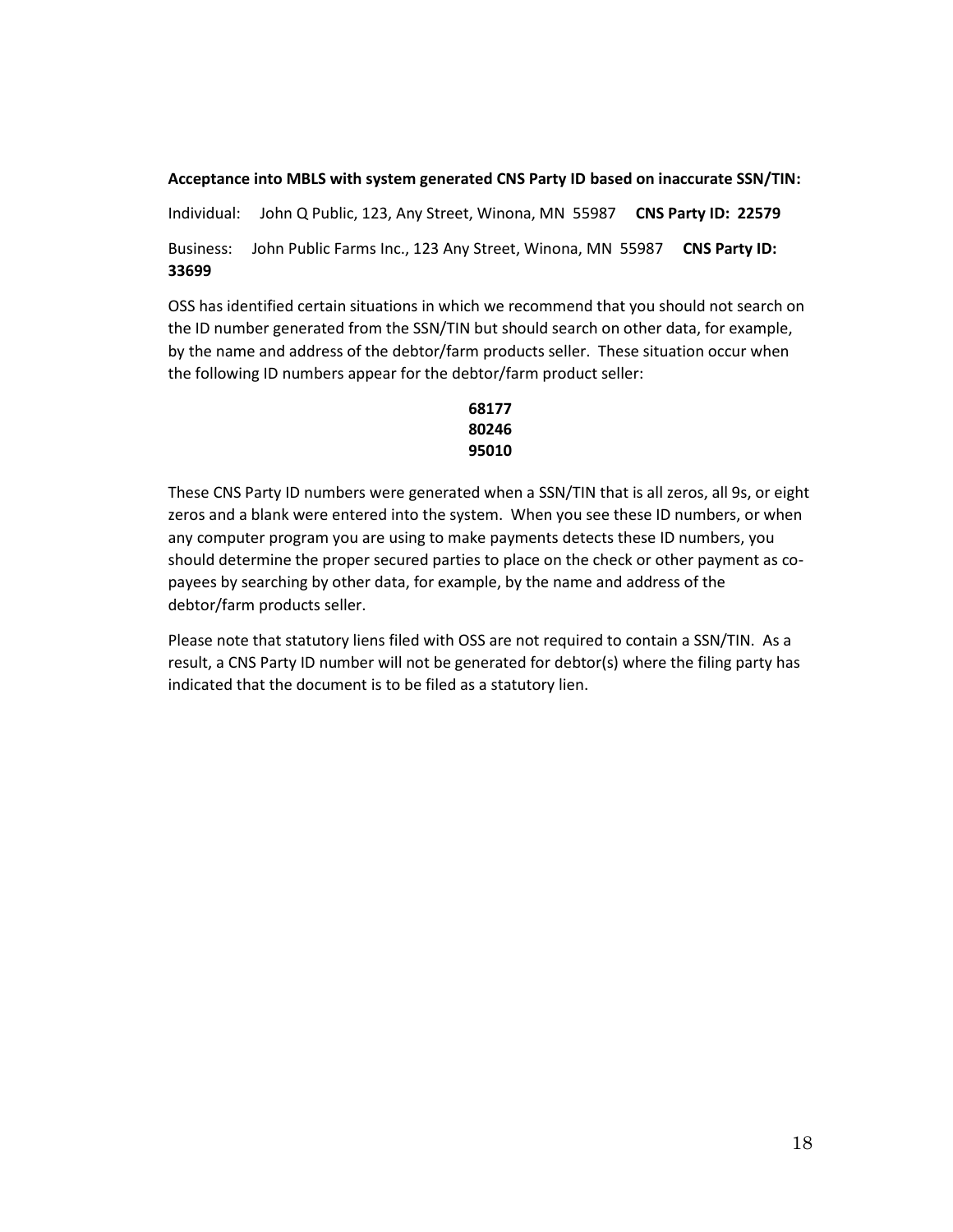**Acceptance into MBLS with system generated CNS Party ID based on inaccurate SSN/TIN:**

Individual: John Q Public, 123, Any Street, Winona, MN 55987 **CNS Party ID: 22579**

Business: John Public Farms Inc., 123 Any Street, Winona, MN 55987 **CNS Party ID: 33699**

OSS has identified certain situations in which we recommend that you should not search on the ID number generated from the SSN/TIN but should search on other data, for example, by the name and address of the debtor/farm products seller. These situation occur when the following ID numbers appear for the debtor/farm product seller:

**68177**
**80246**
**95010**

These CNS Party ID numbers were generated when a SSN/TIN that is all zeros, all 9s, or eight zeros and a blank were entered into the system. When you see these ID numbers, or when any computer program you are using to make payments detects these ID numbers, you should determine the proper secured parties to place on the check or other payment as co-payees by searching by other data, for example, by the name and address of the debtor/farm products seller.

Please note that statutory liens filed with OSS are not required to contain a SSN/TIN. As a result, a CNS Party ID number will not be generated for debtor(s) where the filing party has indicated that the document is to be filed as a statutory lien.